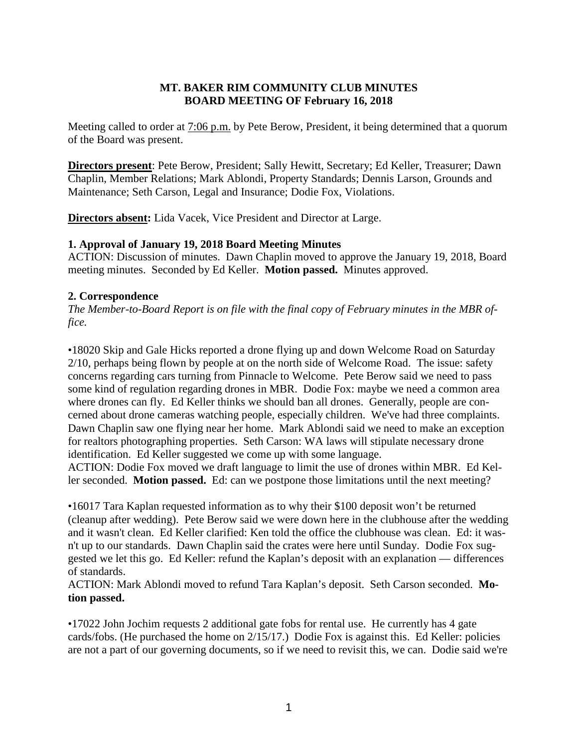**MT. BAKER RIM COMMUNITY CLUB MINUTES**
**BOARD MEETING OF February 16, 2018**

Meeting called to order at 7:06 p.m. by Pete Berow, President, it being determined that a quorum of the Board was present.

**Directors present**: Pete Berow, President; Sally Hewitt, Secretary; Ed Keller, Treasurer; Dawn Chaplin, Member Relations; Mark Ablondi, Property Standards; Dennis Larson, Grounds and Maintenance; Seth Carson, Legal and Insurance; Dodie Fox, Violations.

**Directors absent:** Lida Vacek, Vice President and Director at Large.

**1. Approval of January 19, 2018 Board Meeting Minutes**

ACTION: Discussion of minutes. Dawn Chaplin moved to approve the January 19, 2018, Board meeting minutes. Seconded by Ed Keller. **Motion passed.** Minutes approved.

**2. Correspondence**

*The Member-to-Board Report is on file with the final copy of February minutes in the MBR office.*

•18020 Skip and Gale Hicks reported a drone flying up and down Welcome Road on Saturday 2/10, perhaps being flown by people at on the north side of Welcome Road. The issue: safety concerns regarding cars turning from Pinnacle to Welcome. Pete Berow said we need to pass some kind of regulation regarding drones in MBR. Dodie Fox: maybe we need a common area where drones can fly. Ed Keller thinks we should ban all drones. Generally, people are concerned about drone cameras watching people, especially children. We've had three complaints. Dawn Chaplin saw one flying near her home. Mark Ablondi said we need to make an exception for realtors photographing properties. Seth Carson: WA laws will stipulate necessary drone identification. Ed Keller suggested we come up with some language.

ACTION: Dodie Fox moved we draft language to limit the use of drones within MBR. Ed Keller seconded. **Motion passed.** Ed: can we postpone those limitations until the next meeting?

•16017 Tara Kaplan requested information as to why their $100 deposit won't be returned (cleanup after wedding). Pete Berow said we were down here in the clubhouse after the wedding and it wasn't clean. Ed Keller clarified: Ken told the office the clubhouse was clean. Ed: it wasn't up to our standards. Dawn Chaplin said the crates were here until Sunday. Dodie Fox suggested we let this go. Ed Keller: refund the Kaplan's deposit with an explanation — differences of standards.

ACTION: Mark Ablondi moved to refund Tara Kaplan's deposit. Seth Carson seconded. **Motion passed.**

•17022 John Jochim requests 2 additional gate fobs for rental use. He currently has 4 gate cards/fobs. (He purchased the home on 2/15/17.) Dodie Fox is against this. Ed Keller: policies are not a part of our governing documents, so if we need to revisit this, we can. Dodie said we're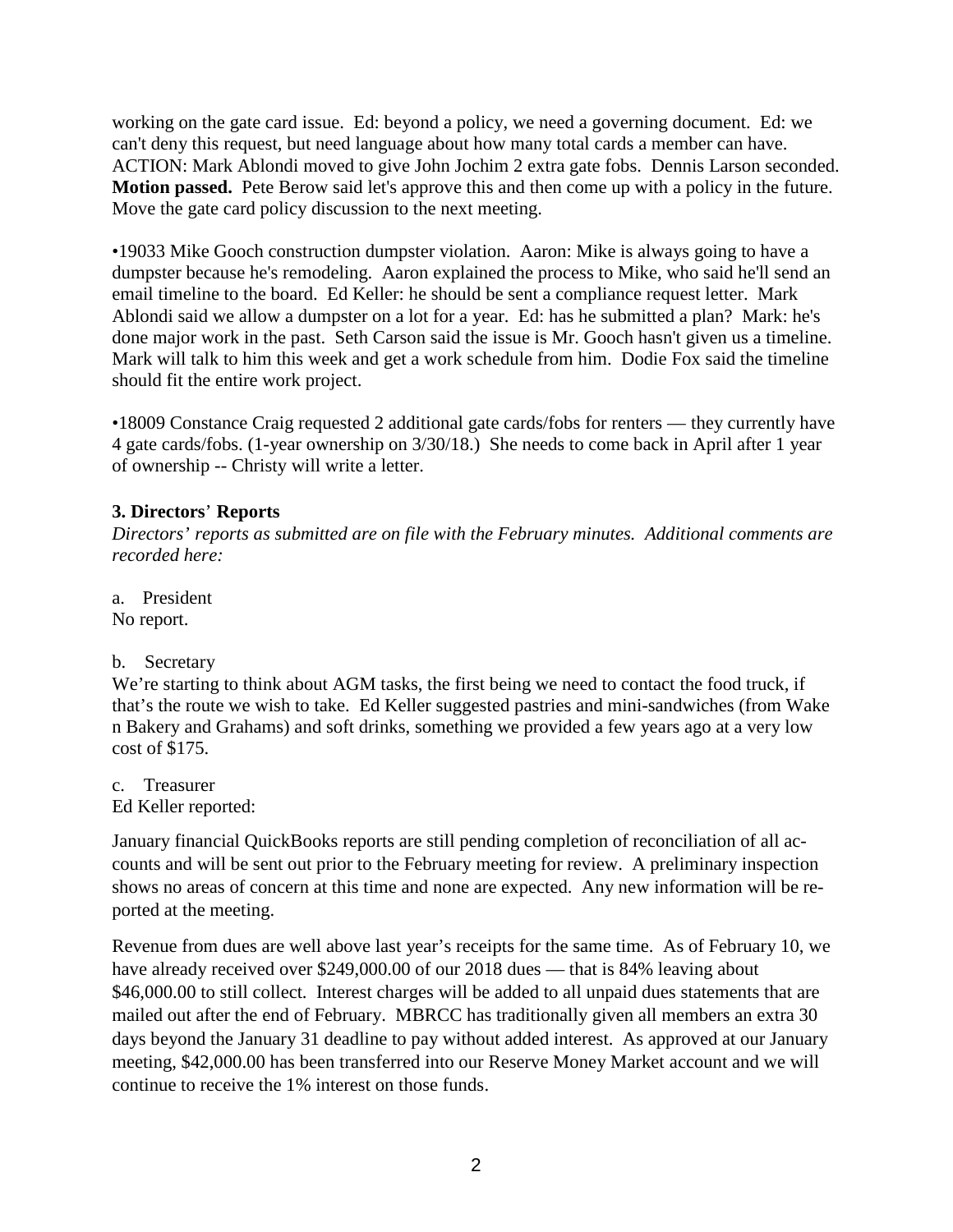working on the gate card issue. Ed: beyond a policy, we need a governing document. Ed: we can't deny this request, but need language about how many total cards a member can have. ACTION: Mark Ablondi moved to give John Jochim 2 extra gate fobs. Dennis Larson seconded. **Motion passed.** Pete Berow said let's approve this and then come up with a policy in the future. Move the gate card policy discussion to the next meeting.

•19033 Mike Gooch construction dumpster violation. Aaron: Mike is always going to have a dumpster because he's remodeling. Aaron explained the process to Mike, who said he'll send an email timeline to the board. Ed Keller: he should be sent a compliance request letter. Mark Ablondi said we allow a dumpster on a lot for a year. Ed: has he submitted a plan? Mark: he's done major work in the past. Seth Carson said the issue is Mr. Gooch hasn't given us a timeline. Mark will talk to him this week and get a work schedule from him. Dodie Fox said the timeline should fit the entire work project.

•18009 Constance Craig requested 2 additional gate cards/fobs for renters — they currently have 4 gate cards/fobs. (1-year ownership on 3/30/18.) She needs to come back in April after 1 year of ownership -- Christy will write a letter.

### 3. Directors' Reports

*Directors' reports as submitted are on file with the February minutes. Additional comments are recorded here:*

a. President
No report.

b. Secretary
We're starting to think about AGM tasks, the first being we need to contact the food truck, if that's the route we wish to take. Ed Keller suggested pastries and mini-sandwiches (from Wake n Bakery and Grahams) and soft drinks, something we provided a few years ago at a very low cost of $175.

c. Treasurer
Ed Keller reported:

January financial QuickBooks reports are still pending completion of reconciliation of all accounts and will be sent out prior to the February meeting for review. A preliminary inspection shows no areas of concern at this time and none are expected. Any new information will be reported at the meeting.

Revenue from dues are well above last year's receipts for the same time. As of February 10, we have already received over $249,000.00 of our 2018 dues — that is 84% leaving about $46,000.00 to still collect. Interest charges will be added to all unpaid dues statements that are mailed out after the end of February. MBRCC has traditionally given all members an extra 30 days beyond the January 31 deadline to pay without added interest. As approved at our January meeting, $42,000.00 has been transferred into our Reserve Money Market account and we will continue to receive the 1% interest on those funds.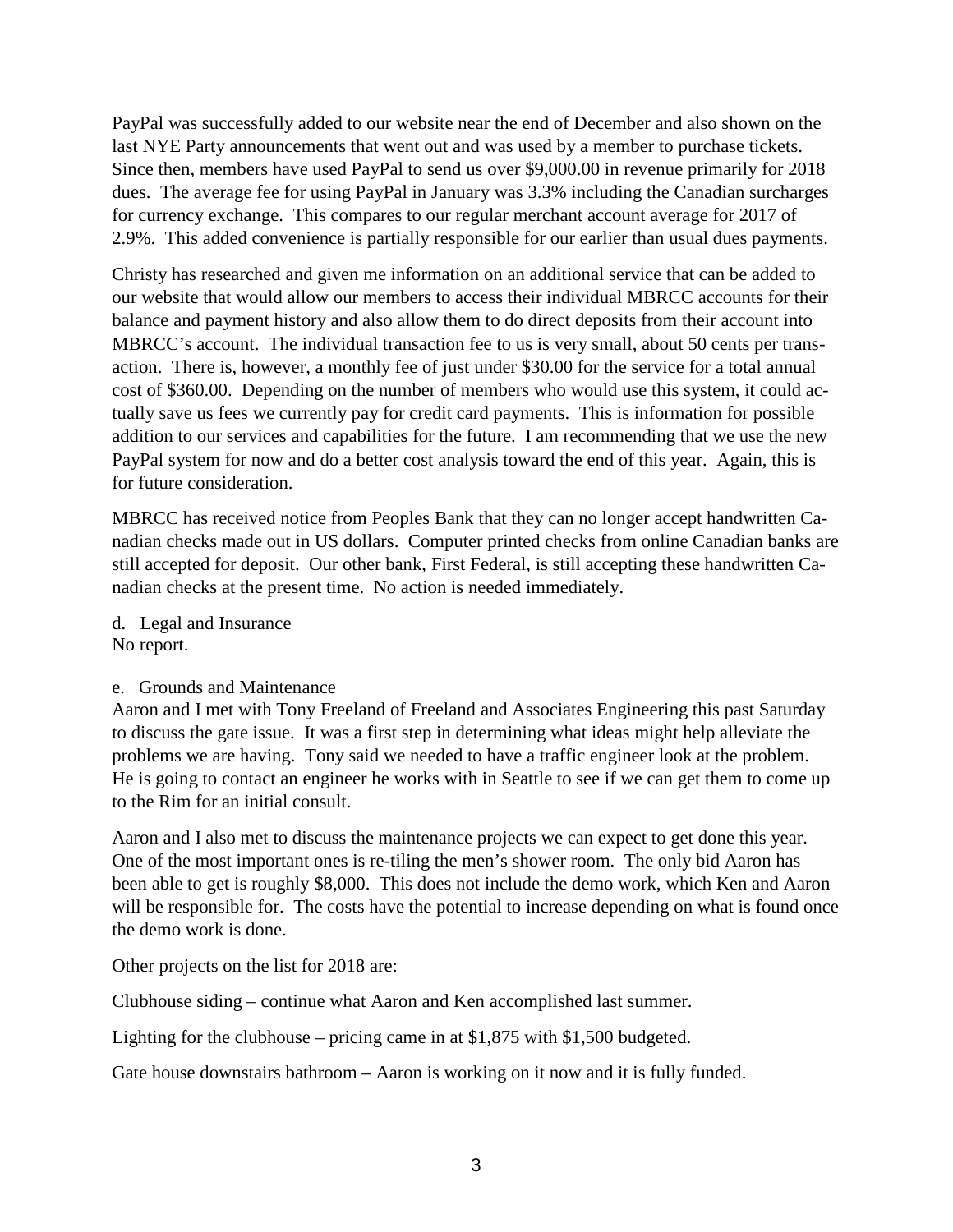PayPal was successfully added to our website near the end of December and also shown on the last NYE Party announcements that went out and was used by a member to purchase tickets. Since then, members have used PayPal to send us over $9,000.00 in revenue primarily for 2018 dues. The average fee for using PayPal in January was 3.3% including the Canadian surcharges for currency exchange. This compares to our regular merchant account average for 2017 of 2.9%. This added convenience is partially responsible for our earlier than usual dues payments.

Christy has researched and given me information on an additional service that can be added to our website that would allow our members to access their individual MBRCC accounts for their balance and payment history and also allow them to do direct deposits from their account into MBRCC's account. The individual transaction fee to us is very small, about 50 cents per transaction. There is, however, a monthly fee of just under $30.00 for the service for a total annual cost of $360.00. Depending on the number of members who would use this system, it could actually save us fees we currently pay for credit card payments. This is information for possible addition to our services and capabilities for the future. I am recommending that we use the new PayPal system for now and do a better cost analysis toward the end of this year. Again, this is for future consideration.

MBRCC has received notice from Peoples Bank that they can no longer accept handwritten Canadian checks made out in US dollars. Computer printed checks from online Canadian banks are still accepted for deposit. Our other bank, First Federal, is still accepting these handwritten Canadian checks at the present time. No action is needed immediately.

d. Legal and Insurance
No report.

e. Grounds and Maintenance
Aaron and I met with Tony Freeland of Freeland and Associates Engineering this past Saturday to discuss the gate issue. It was a first step in determining what ideas might help alleviate the problems we are having. Tony said we needed to have a traffic engineer look at the problem. He is going to contact an engineer he works with in Seattle to see if we can get them to come up to the Rim for an initial consult.

Aaron and I also met to discuss the maintenance projects we can expect to get done this year. One of the most important ones is re-tiling the men's shower room. The only bid Aaron has been able to get is roughly $8,000. This does not include the demo work, which Ken and Aaron will be responsible for. The costs have the potential to increase depending on what is found once the demo work is done.

Other projects on the list for 2018 are:

Clubhouse siding – continue what Aaron and Ken accomplished last summer.

Lighting for the clubhouse – pricing came in at $1,875 with $1,500 budgeted.

Gate house downstairs bathroom – Aaron is working on it now and it is fully funded.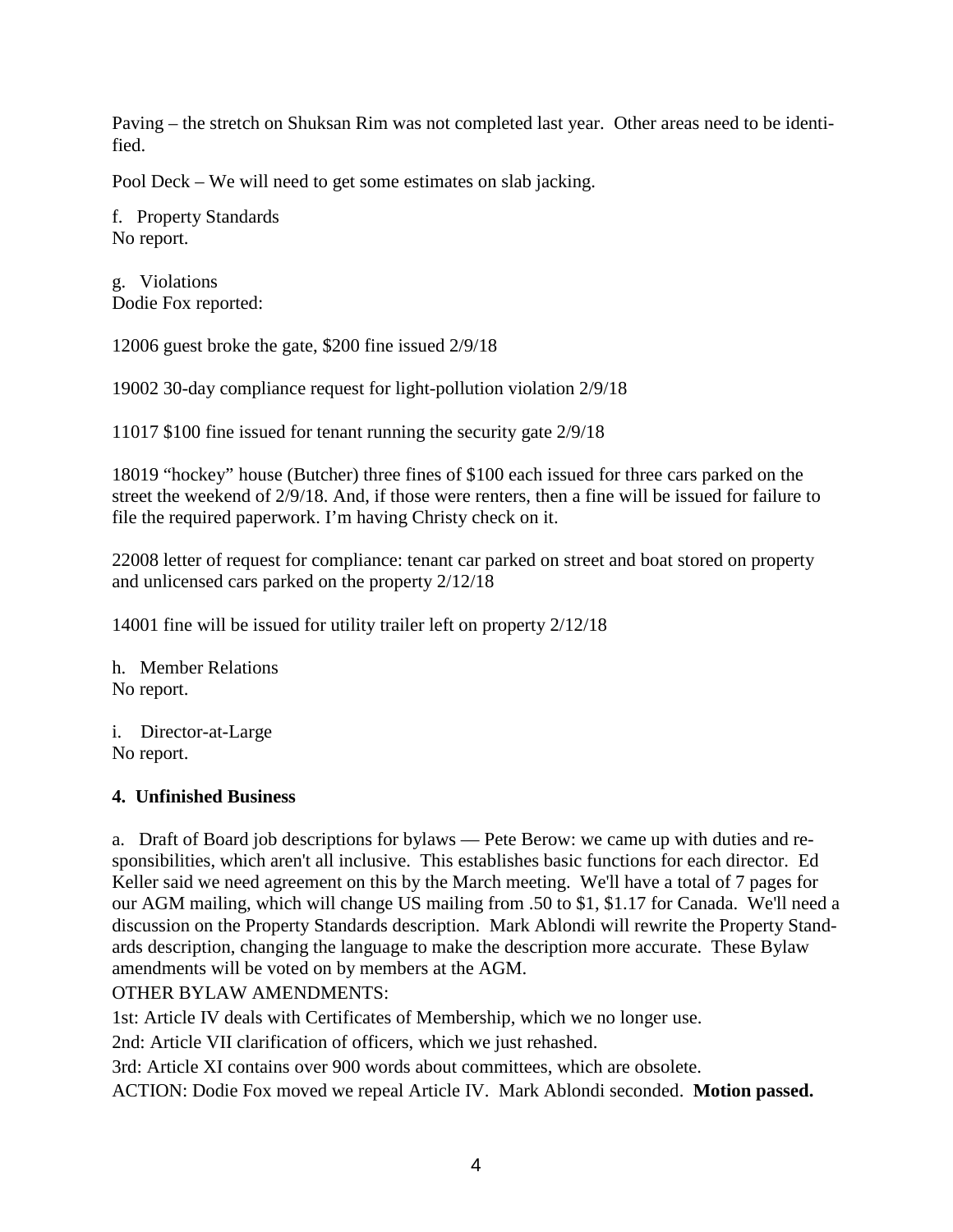Paving – the stretch on Shuksan Rim was not completed last year. Other areas need to be identified.

Pool Deck – We will need to get some estimates on slab jacking.

f. Property Standards
No report.

g. Violations
Dodie Fox reported:

12006 guest broke the gate, $200 fine issued 2/9/18

19002 30-day compliance request for light-pollution violation 2/9/18

11017 $100 fine issued for tenant running the security gate 2/9/18

18019 "hockey" house (Butcher) three fines of $100 each issued for three cars parked on the street the weekend of 2/9/18. And, if those were renters, then a fine will be issued for failure to file the required paperwork. I'm having Christy check on it.

22008 letter of request for compliance: tenant car parked on street and boat stored on property and unlicensed cars parked on the property 2/12/18

14001 fine will be issued for utility trailer left on property 2/12/18

h. Member Relations
No report.

i. Director-at-Large
No report.

## 4. Unfinished Business

a. Draft of Board job descriptions for bylaws — Pete Berow: we came up with duties and responsibilities, which aren't all inclusive. This establishes basic functions for each director. Ed Keller said we need agreement on this by the March meeting. We'll have a total of 7 pages for our AGM mailing, which will change US mailing from .50 to $1, $1.17 for Canada. We'll need a discussion on the Property Standards description. Mark Ablondi will rewrite the Property Standards description, changing the language to make the description more accurate. These Bylaw amendments will be voted on by members at the AGM.

OTHER BYLAW AMENDMENTS:

1st: Article IV deals with Certificates of Membership, which we no longer use.

2nd: Article VII clarification of officers, which we just rehashed.

3rd: Article XI contains over 900 words about committees, which are obsolete.

ACTION: Dodie Fox moved we repeal Article IV. Mark Ablondi seconded. **Motion passed.**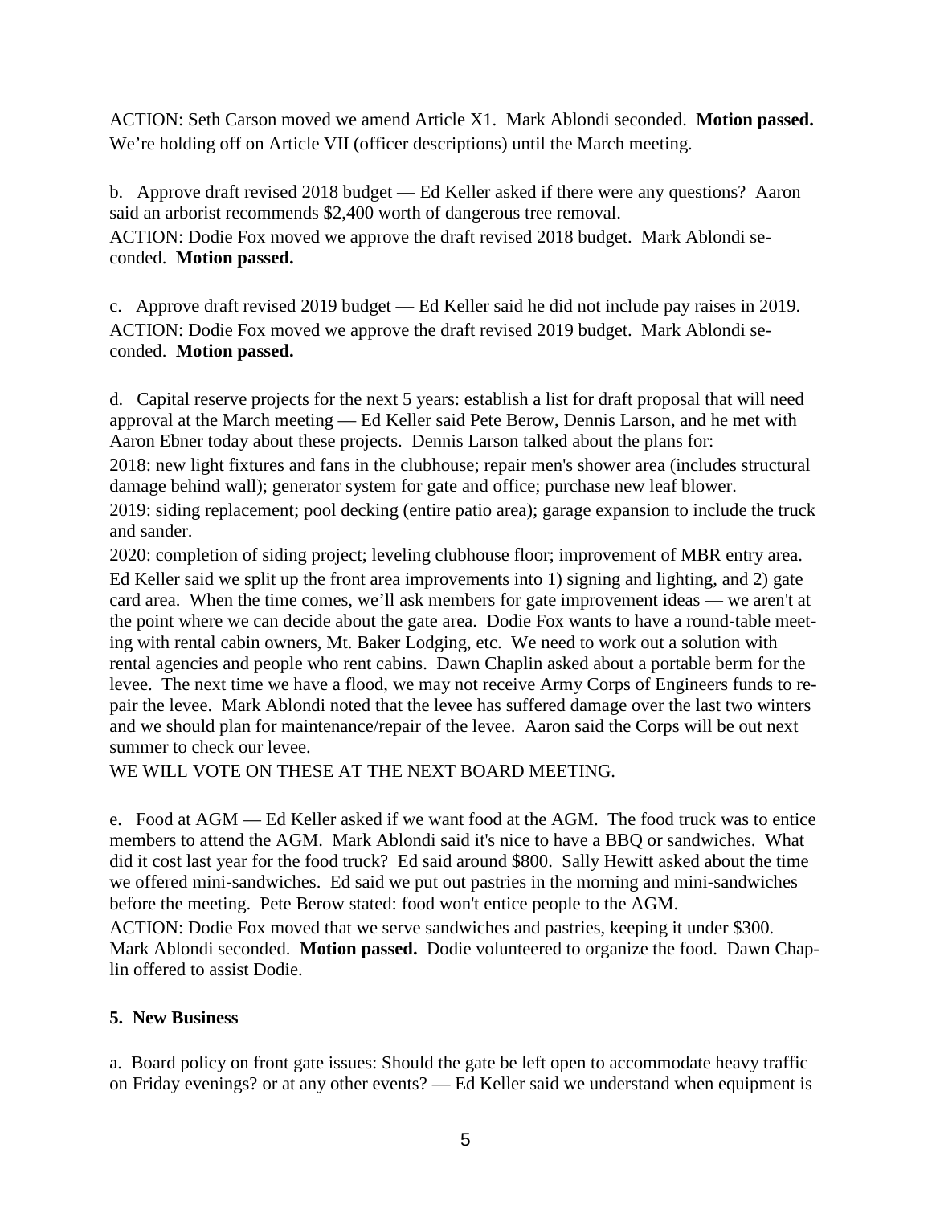ACTION: Seth Carson moved we amend Article X1. Mark Ablondi seconded. **Motion passed.** We're holding off on Article VII (officer descriptions) until the March meeting.

b. Approve draft revised 2018 budget — Ed Keller asked if there were any questions? Aaron said an arborist recommends $2,400 worth of dangerous tree removal.
ACTION: Dodie Fox moved we approve the draft revised 2018 budget. Mark Ablondi seconded. **Motion passed.**

c. Approve draft revised 2019 budget — Ed Keller said he did not include pay raises in 2019.
ACTION: Dodie Fox moved we approve the draft revised 2019 budget. Mark Ablondi seconded. **Motion passed.**

d. Capital reserve projects for the next 5 years: establish a list for draft proposal that will need approval at the March meeting — Ed Keller said Pete Berow, Dennis Larson, and he met with Aaron Ebner today about these projects. Dennis Larson talked about the plans for:
2018: new light fixtures and fans in the clubhouse; repair men's shower area (includes structural damage behind wall); generator system for gate and office; purchase new leaf blower.
2019: siding replacement; pool decking (entire patio area); garage expansion to include the truck and sander.
2020: completion of siding project; leveling clubhouse floor; improvement of MBR entry area.
Ed Keller said we split up the front area improvements into 1) signing and lighting, and 2) gate card area. When the time comes, we'll ask members for gate improvement ideas — we aren't at the point where we can decide about the gate area. Dodie Fox wants to have a round-table meeting with rental cabin owners, Mt. Baker Lodging, etc. We need to work out a solution with rental agencies and people who rent cabins. Dawn Chaplin asked about a portable berm for the levee. The next time we have a flood, we may not receive Army Corps of Engineers funds to repair the levee. Mark Ablondi noted that the levee has suffered damage over the last two winters and we should plan for maintenance/repair of the levee. Aaron said the Corps will be out next summer to check our levee.
WE WILL VOTE ON THESE AT THE NEXT BOARD MEETING.

e. Food at AGM — Ed Keller asked if we want food at the AGM. The food truck was to entice members to attend the AGM. Mark Ablondi said it's nice to have a BBQ or sandwiches. What did it cost last year for the food truck? Ed said around $800. Sally Hewitt asked about the time we offered mini-sandwiches. Ed said we put out pastries in the morning and mini-sandwiches before the meeting. Pete Berow stated: food won't entice people to the AGM.
ACTION: Dodie Fox moved that we serve sandwiches and pastries, keeping it under $300. Mark Ablondi seconded. **Motion passed.** Dodie volunteered to organize the food. Dawn Chaplin offered to assist Dodie.

**5. New Business**

a. Board policy on front gate issues: Should the gate be left open to accommodate heavy traffic on Friday evenings? or at any other events? — Ed Keller said we understand when equipment is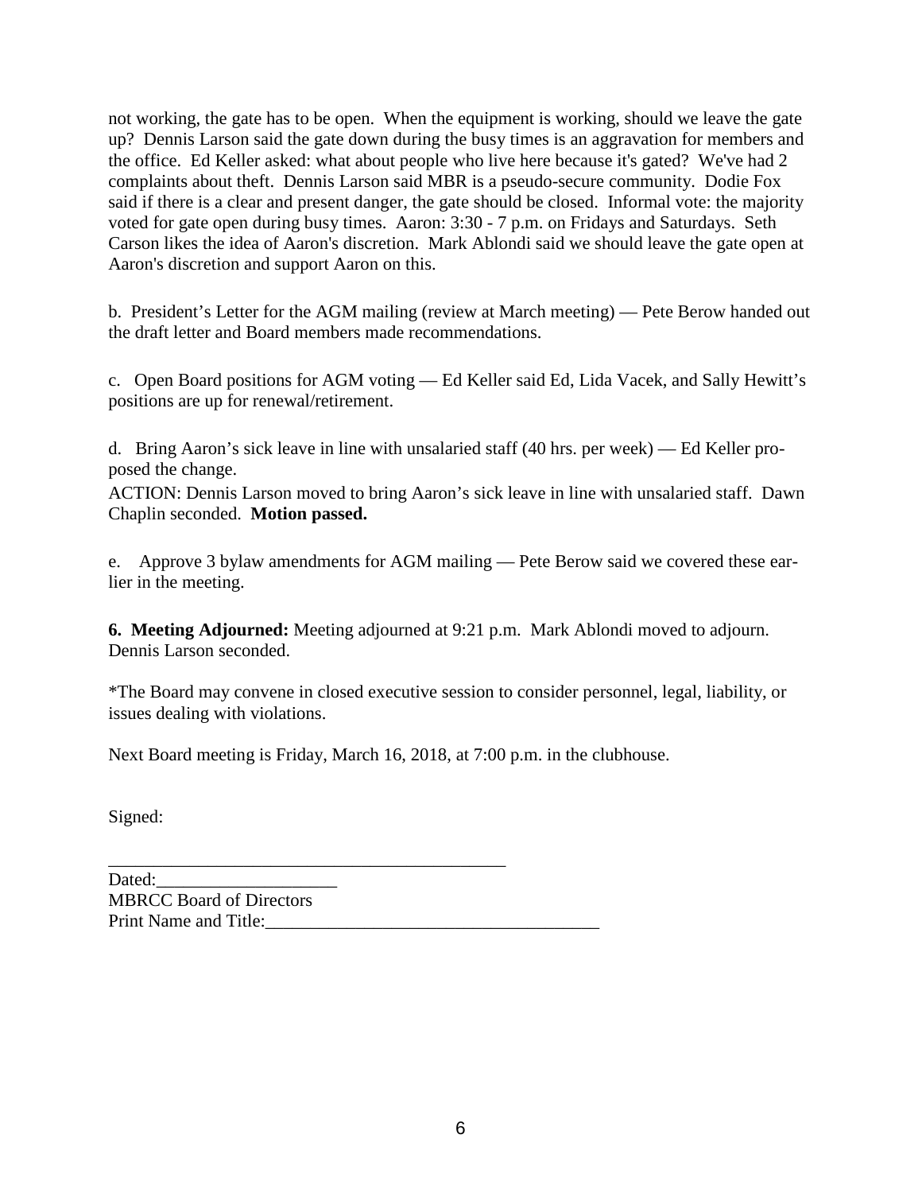not working, the gate has to be open. When the equipment is working, should we leave the gate up? Dennis Larson said the gate down during the busy times is an aggravation for members and the office. Ed Keller asked: what about people who live here because it's gated? We've had 2 complaints about theft. Dennis Larson said MBR is a pseudo-secure community. Dodie Fox said if there is a clear and present danger, the gate should be closed. Informal vote: the majority voted for gate open during busy times. Aaron: 3:30 - 7 p.m. on Fridays and Saturdays. Seth Carson likes the idea of Aaron's discretion. Mark Ablondi said we should leave the gate open at Aaron's discretion and support Aaron on this.

b. President's Letter for the AGM mailing (review at March meeting) — Pete Berow handed out the draft letter and Board members made recommendations.

c. Open Board positions for AGM voting — Ed Keller said Ed, Lida Vacek, and Sally Hewitt's positions are up for renewal/retirement.

d. Bring Aaron's sick leave in line with unsalaried staff (40 hrs. per week) — Ed Keller proposed the change.

ACTION: Dennis Larson moved to bring Aaron's sick leave in line with unsalaried staff. Dawn Chaplin seconded. **Motion passed.**

e. Approve 3 bylaw amendments for AGM mailing — Pete Berow said we covered these earlier in the meeting.

**6. Meeting Adjourned:** Meeting adjourned at 9:21 p.m. Mark Ablondi moved to adjourn. Dennis Larson seconded.

*The Board may convene in closed executive session to consider personnel, legal, liability, or issues dealing with violations.

Next Board meeting is Friday, March 16, 2018, at 7:00 p.m. in the clubhouse.

Signed:

_____________________________________________

Dated:____________________

MBRCC Board of Directors

Print Name and Title:_____________________________________